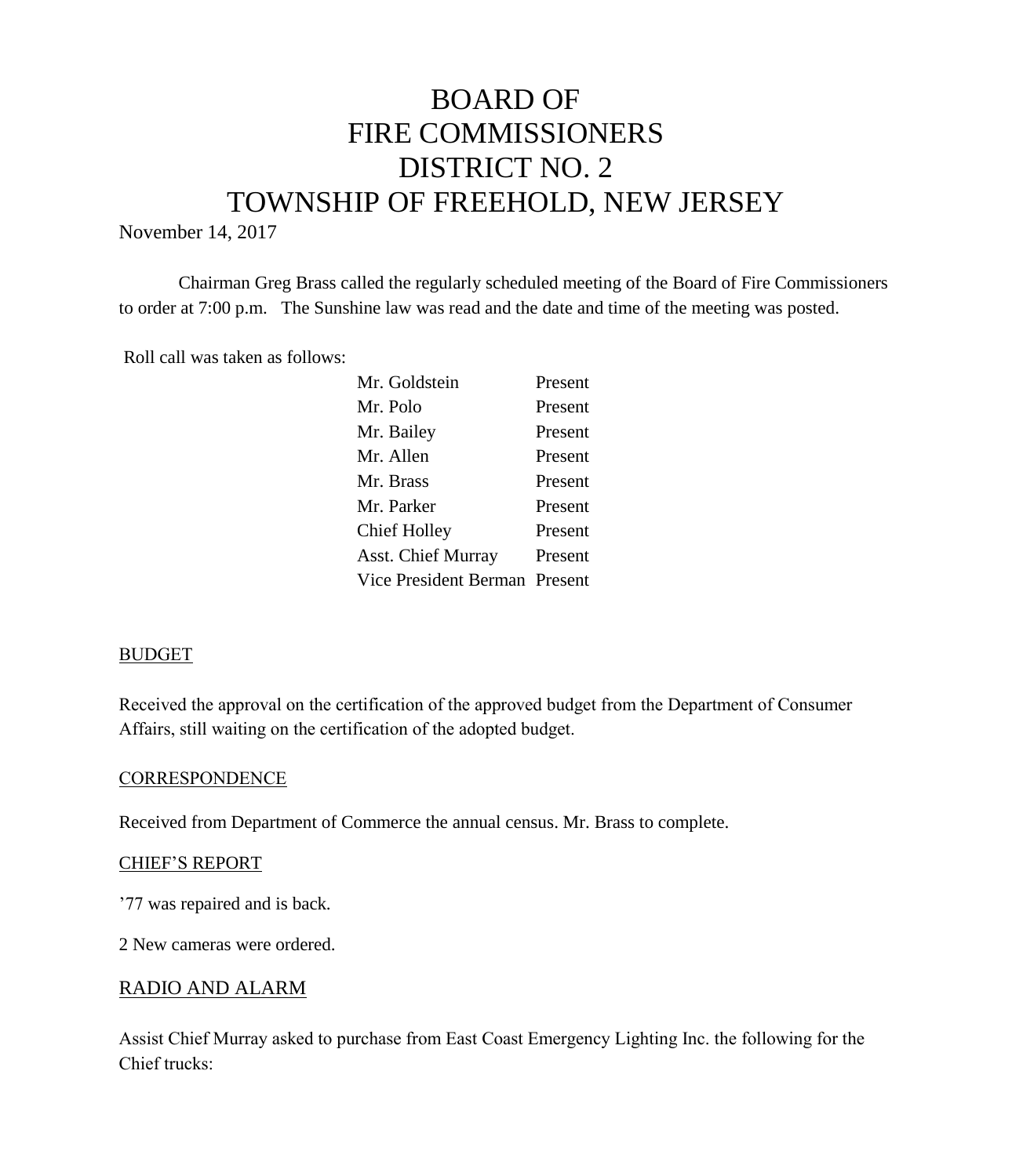# BOARD OF FIRE COMMISSIONERS DISTRICT NO. 2 TOWNSHIP OF FREEHOLD, NEW JERSEY

November 14, 2017

Chairman Greg Brass called the regularly scheduled meeting of the Board of Fire Commissioners to order at 7:00 p.m. The Sunshine law was read and the date and time of the meeting was posted.

Roll call was taken as follows:

| | |
|---|---|
| Mr. Goldstein | Present |
| Mr. Polo | Present |
| Mr. Bailey | Present |
| Mr. Allen | Present |
| Mr. Brass | Present |
| Mr. Parker | Present |
| Chief Holley | Present |
| Asst. Chief Murray | Present |
| Vice President Berman | Present |

## BUDGET

Received the approval on the certification of the approved budget from the Department of Consumer Affairs, still waiting on the certification of the adopted budget.

## CORRESPONDENCE

Received from Department of Commerce the annual census. Mr. Brass to complete.

## CHIEF'S REPORT

'77 was repaired and is back.

2 New cameras were ordered.

## RADIO AND ALARM

Assist Chief Murray asked to purchase from East Coast Emergency Lighting Inc. the following for the Chief trucks: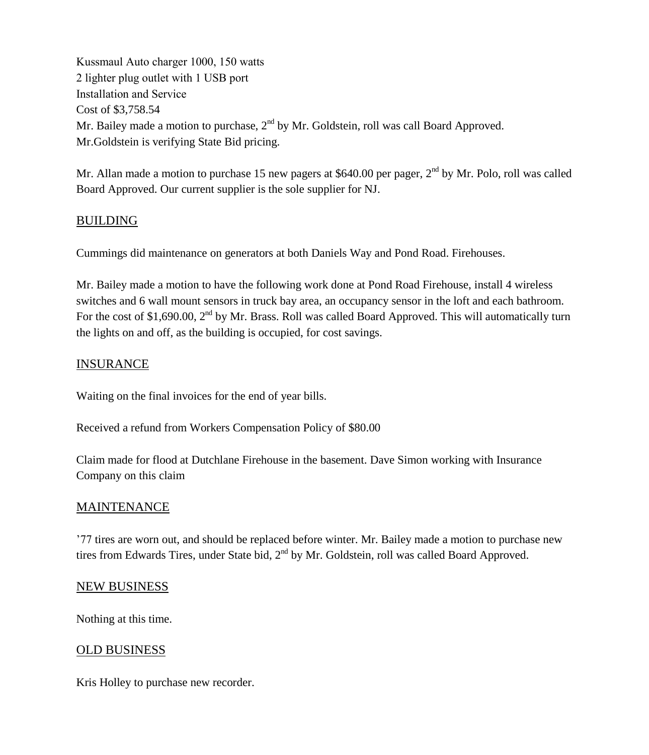Kussmaul Auto charger 1000, 150 watts
2 lighter plug outlet with 1 USB port
Installation and Service
Cost of $3,758.54
Mr. Bailey made a motion to purchase, 2nd by Mr. Goldstein, roll was call Board Approved.
Mr.Goldstein is verifying State Bid pricing.

Mr. Allan made a motion to purchase 15 new pagers at $640.00 per pager, 2nd by Mr. Polo, roll was called Board Approved. Our current supplier is the sole supplier for NJ.

## BUILDING

Cummings did maintenance on generators at both Daniels Way and Pond Road. Firehouses.

Mr. Bailey made a motion to have the following work done at Pond Road Firehouse, install 4 wireless switches and 6 wall mount sensors in truck bay area, an occupancy sensor in the loft and each bathroom. For the cost of $1,690.00, 2nd by Mr. Brass. Roll was called Board Approved. This will automatically turn the lights on and off, as the building is occupied, for cost savings.

## INSURANCE

Waiting on the final invoices for the end of year bills.

Received a refund from Workers Compensation Policy of $80.00

Claim made for flood at Dutchlane Firehouse in the basement. Dave Simon working with Insurance Company on this claim

## MAINTENANCE

’77 tires are worn out, and should be replaced before winter. Mr. Bailey made a motion to purchase new tires from Edwards Tires, under State bid, 2nd by Mr. Goldstein, roll was called Board Approved.

## NEW BUSINESS

Nothing at this time.

## OLD BUSINESS

Kris Holley to purchase new recorder.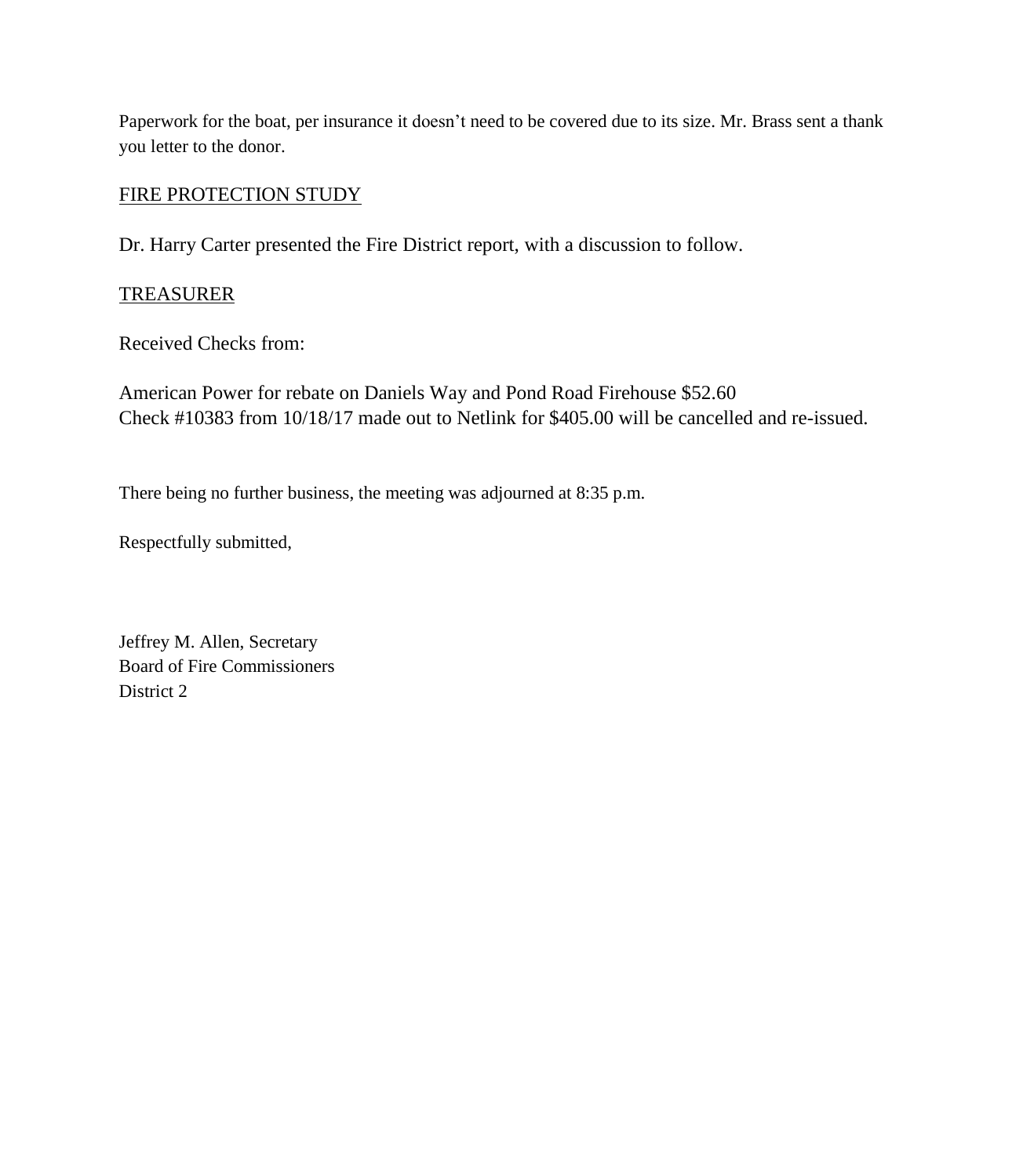Paperwork for the boat, per insurance it doesn't need to be covered due to its size. Mr. Brass sent a thank you letter to the donor.

<u>FIRE PROTECTION STUDY</u>

Dr. Harry Carter presented the Fire District report, with a discussion to follow.

<u>TREASURER</u>

Received Checks from:

American Power for rebate on Daniels Way and Pond Road Firehouse $52.60
Check #10383 from 10/18/17 made out to Netlink for $405.00 will be cancelled and re-issued.

There being no further business, the meeting was adjourned at 8:35 p.m.

Respectfully submitted,

Jeffrey M. Allen, Secretary
Board of Fire Commissioners
District 2